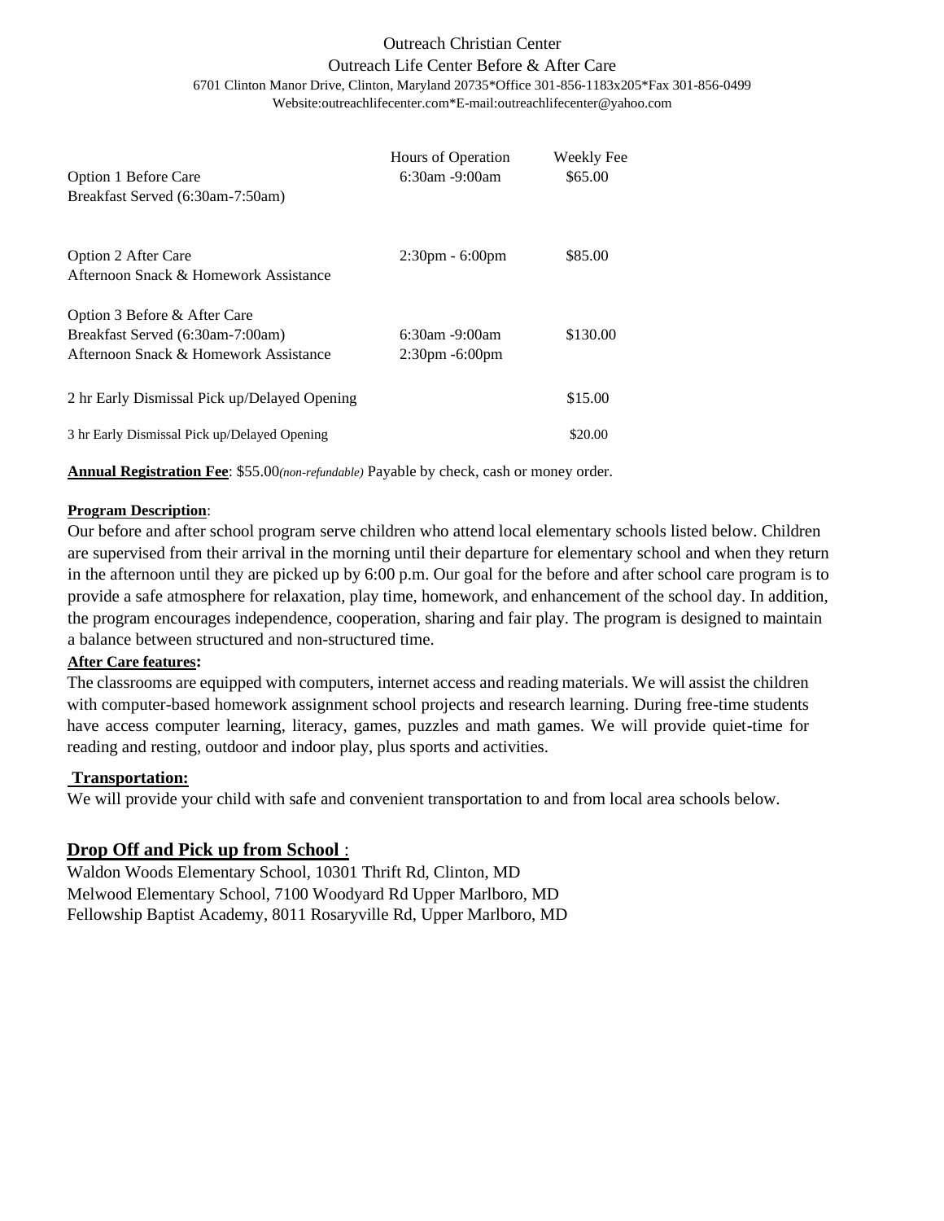# Outreach Christian Center

## Outreach Life Center Before & After Care

6701 Clinton Manor Drive, Clinton, Maryland 20735*Office 301-856-1183x205*Fax 301-856-0499
Website:outreachlifecenter.com*E-mail:outreachlifecenter@yahoo.com

| | Hours of Operation | Weekly Fee |
|---|---|---|
| Option 1 Before Care<br>Breakfast Served (6:30am-7:50am) | 6:30am -9:00am | $65.00 |
| Option 2 After Care<br>Afternoon Snack & Homework Assistance | 2:30pm - 6:00pm | $85.00 |
| Option 3 Before & After Care<br>Breakfast Served (6:30am-7:00am)<br>Afternoon Snack & Homework Assistance | 6:30am -9:00am<br>2:30pm -6:00pm | $130.00 |
| 2 hr Early Dismissal Pick up/Delayed Opening | | $15.00 |
| 3 hr Early Dismissal Pick up/Delayed Opening | | $20.00 |

**Annual Registration Fee**: $55.00*(non-refundable)* Payable by check, cash or money order.

**Program Description**:

Our before and after school program serve children who attend local elementary schools listed below. Children are supervised from their arrival in the morning until their departure for elementary school and when they return in the afternoon until they are picked up by 6:00 p.m. Our goal for the before and after school care program is to provide a safe atmosphere for relaxation, play time, homework, and enhancement of the school day. In addition, the program encourages independence, cooperation, sharing and fair play. The program is designed to maintain a balance between structured and non-structured time.

**After Care features:**

The classrooms are equipped with computers, internet access and reading materials. We will assist the children with computer-based homework assignment school projects and research learning. During free-time students have access computer learning, literacy, games, puzzles and math games. We will provide quiet-time for reading and resting, outdoor and indoor play, plus sports and activities.

**Transportation:**

We will provide your child with safe and convenient transportation to and from local area schools below.

## Drop Off and Pick up from School :

Waldon Woods Elementary School, 10301 Thrift Rd, Clinton, MD
Melwood Elementary School, 7100 Woodyard Rd Upper Marlboro, MD
Fellowship Baptist Academy, 8011 Rosaryville Rd, Upper Marlboro, MD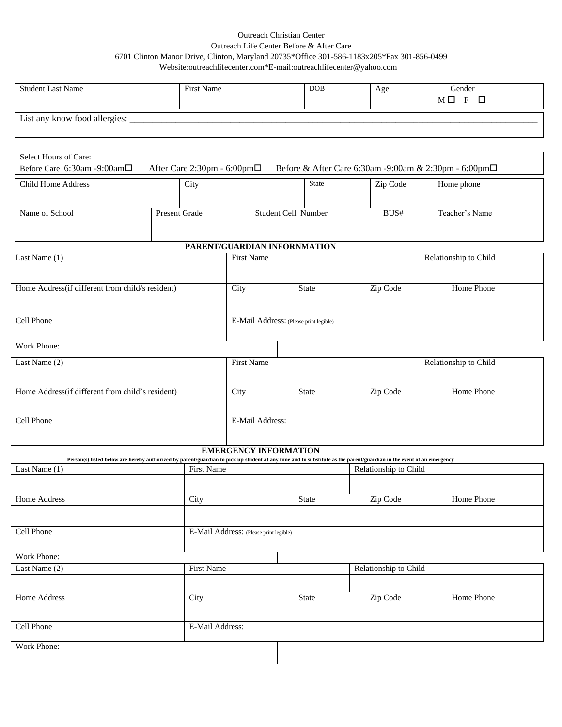Outreach Christian Center
Outreach Life Center Before & After Care
6701 Clinton Manor Drive, Clinton, Maryland 20735*Office 301-586-1183x205*Fax 301-856-0499
Website:outreachlifecenter.com*E-mail:outreachlifecenter@yahoo.com

| Student Last Name | First Name | DOB | Age | Gender |
|---|---|---|---|---|
| | | | | M ☐ F ☐ |

List any know food allergies: ______________________________________________________________________________

Select Hours of Care:
Before Care 6:30am -9:00am☐ After Care 2:30pm - 6:00pm☐ Before & After Care 6:30am -9:00am & 2:30pm - 6:00pm☐

| Child Home Address | City | State | Zip Code | Home phone |
|---|---|---|---|---|
| | | | | |

| Name of School | Present Grade | Student Cell Number | BUS# | Teacher's Name |
|---|---|---|---|---|
| | | | | |

## PARENT/GUARDIAN INFORNMATION

| Last Name (1) | First Name | Relationship to Child |
|---|---|---|
| | | |

| Home Address(if different from child/s resident) | City | State | Zip Code | Home Phone |
|---|---|---|---|---|
| | | | | |

| Cell Phone | E-Mail Address: (Please print legible) |
|---|---|
| | |

Work Phone:

| Last Name (2) | First Name | Relationship to Child |
|---|---|---|
| | | |

| Home Address(if different from child's resident) | City | State | Zip Code | Home Phone |
|---|---|---|---|---|
| | | | | |

| Cell Phone | E-Mail Address: |
|---|---|
| | |

## EMERGENCY INFORMATION

Person(s) listed below are hereby authorized by parent/guardian to pick up student at any time and to substitute as the parent/guardian in the event of an emergency

| Last Name (1) | First Name | Relationship to Child |
|---|---|---|
| | | |

| Home Address | City | State | Zip Code | Home Phone |
|---|---|---|---|---|
| | | | | |

| Cell Phone | E-Mail Address: (Please print legible) |
|---|---|
| | |

Work Phone:

| Last Name (2) | First Name | Relationship to Child |
|---|---|---|
| | | |

| Home Address | City | State | Zip Code | Home Phone |
|---|---|---|---|---|
| | | | | |

| Cell Phone | E-Mail Address: |
|---|---|
| | |

Work Phone: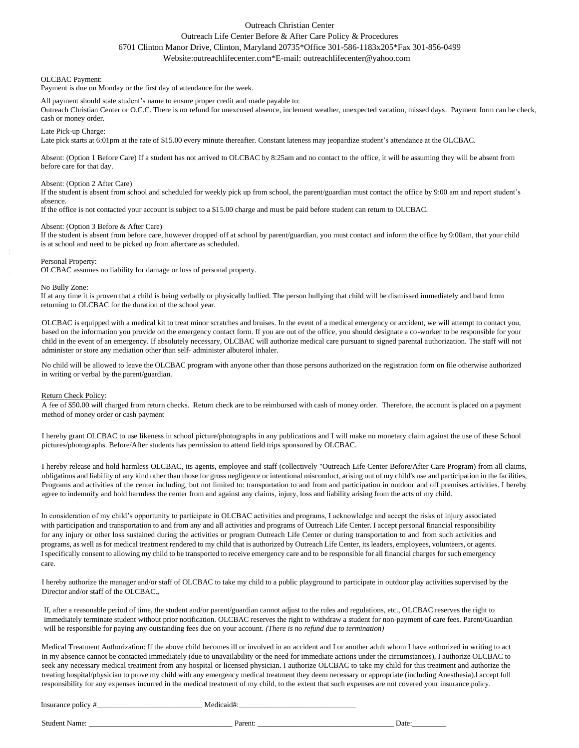Outreach Christian Center

Outreach Life Center Before & After Care Policy & Procedures

6701 Clinton Manor Drive, Clinton, Maryland 20735*Office 301-586-1183x205*Fax 301-856-0499

Website:outreachlifecenter.com*E-mail: outreachlifecenter@yahoo.com

OLCBAC Payment:
Payment is due on Monday or the first day of attendance for the week.

All payment should state student's name to ensure proper credit and made payable to:
Outreach Christian Center or O.C.C. There is no refund for unexcused absence, inclement weather, unexpected vacation, missed days. Payment form can be check, cash or money order.

Late Pick-up Charge:
Late pick starts at 6:01pm at the rate of $15.00 every minute thereafter. Constant lateness may jeopardize student's attendance at the OLCBAC.

Absent: (Option 1 Before Care) If a student has not arrived to OLCBAC by 8:25am and no contact to the office, it will be assuming they will be absent from before care for that day.

Absent: (Option 2 After Care)
If the student is absent from school and scheduled for weekly pick up from school, the parent/guardian must contact the office by 9:00 am and report student's absence.
If the office is not contacted your account is subject to a $15.00 charge and must be paid before student can return to OLCBAC.

Absent: (Option 3 Before & After Care)
If the student is absent from before care, however dropped off at school by parent/guardian, you must contact and inform the office by 9:00am, that your child is at school and need to be picked up from aftercare as scheduled.

Personal Property:
OLCBAC assumes no liability for damage or loss of personal property.

No Bully Zone:
If at any time it is proven that a child is being verbally or physically bullied. The person bullying that child will be dismissed immediately and band from returning to OLCBAC for the duration of the school year.

OLCBAC is equipped with a medical kit to treat minor scratches and bruises. In the event of a medical emergency or accident, we will attempt to contact you, based on the information you provide on the emergency contact form. If you are out of the office, you should designate a co-worker to be responsible for your child in the event of an emergency. If absolutely necessary, OLCBAC will authorize medical care pursuant to signed parental authorization. The staff will not administer or store any mediation other than self- administer albuterol inhaler.

No child will be allowed to leave the OLCBAC program with anyone other than those persons authorized on the registration form on file otherwise authorized in writing or verbal by the parent/guardian.

Return Check Policy:
A fee of $50.00 will charged from return checks. Return check are to be reimbursed with cash of money order. Therefore, the account is placed on a payment method of money order or cash payment

I hereby grant OLCBAC to use likeness in school picture/photographs in any publications and I will make no monetary claim against the use of these School pictures/photographs. Before/After students has permission to attend field trips sponsored by OLCBAC.

I hereby release and hold harmless OLCBAC, its agents, employee and staff (collectively "Outreach Life Center Before/After Care Program) from all claims, obligations and liability of any kind other than those for gross negligence or intentional misconduct, arising out of my child's use and participation in the facilities, Programs and activities of the center including, but not limited to: transportation to and from and participation in outdoor and off premises activities. I hereby agree to indemnify and hold harmless the center from and against any claims, injury, loss and liability arising from the acts of my child.

In consideration of my child's opportunity to participate in OLCBAC activities and programs, I acknowledge and accept the risks of injury associated with participation and transportation to and from any and all activities and programs of Outreach Life Center. I accept personal financial responsibility for any injury or other loss sustained during the activities or program Outreach Life Center or during transportation to and from such activities and programs, as well as for medical treatment rendered to my child that is authorized by Outreach Life Center, its leaders, employees, volunteers, or agents. I specifically consent to allowing my child to be transported to receive emergency care and to be responsible for all financial charges for such emergency care.

I hereby authorize the manager and/or staff of OLCBAC to take my child to a public playground to participate in outdoor play activities supervised by the Director and/or staff of the OLCBAC.

If, after a reasonable period of time, the student and/or parent/guardian cannot adjust to the rules and regulations, etc., OLCBAC reserves the right to immediately terminate student without prior notification. OLCBAC reserves the right to withdraw a student for non-payment of care fees. Parent/Guardian will be responsible for paying any outstanding fees due on your account. *(There is no refund due to termination)*

Medical Treatment Authorization: If the above child becomes ill or involved in an accident and I or another adult whom I have authorized in writing to act in my absence cannot be contacted immediately (due to unavailability or the need for immediate actions under the circumstances), I authorize OLCBAC to seek any necessary medical treatment from any hospital or licensed physician. I authorize OLCBAC to take my child for this treatment and authorize the treating hospital/physician to prove my child with any emergency medical treatment they deem necessary or appropriate (including Anesthesia).l accept full responsibility for any expenses incurred in the medical treatment of my child, to the extent that such expenses are not covered your insurance policy.

Insurance policy #___________________________ Medicaid#:______________________________

Student Name: ______________________________________ Parent: ____________________________________ Date:_________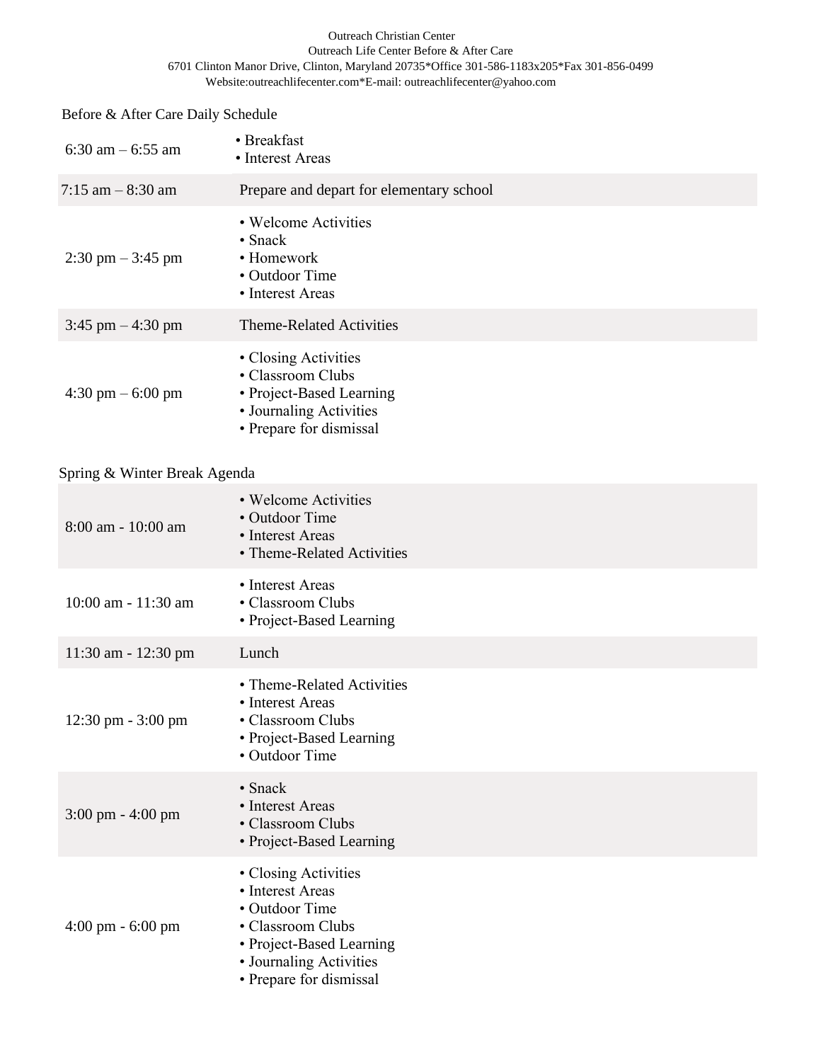Outreach Christian Center
Outreach Life Center Before & After Care
6701 Clinton Manor Drive, Clinton, Maryland 20735*Office 301-586-1183x205*Fax 301-856-0499
Website:outreachlifecenter.com*E-mail: outreachlifecenter@yahoo.com

Before & After Care Daily Schedule

| Time | Activities |
|---|---|
| 6:30 am – 6:55 am | • Breakfast<br>• Interest Areas |
| 7:15 am – 8:30 am | Prepare and depart for elementary school |
| 2:30 pm – 3:45 pm | • Welcome Activities<br>• Snack<br>• Homework<br>• Outdoor Time<br>• Interest Areas |
| 3:45 pm – 4:30 pm | Theme-Related Activities |
| 4:30 pm – 6:00 pm | • Closing Activities<br>• Classroom Clubs<br>• Project-Based Learning<br>• Journaling Activities<br>• Prepare for dismissal |

Spring & Winter Break Agenda

| Time | Activities |
|---|---|
| 8:00 am - 10:00 am | • Welcome Activities<br>• Outdoor Time<br>• Interest Areas<br>• Theme-Related Activities |
| 10:00 am - 11:30 am | • Interest Areas<br>• Classroom Clubs<br>• Project-Based Learning |
| 11:30 am - 12:30 pm | Lunch |
| 12:30 pm - 3:00 pm | • Theme-Related Activities<br>• Interest Areas<br>• Classroom Clubs<br>• Project-Based Learning<br>• Outdoor Time |
| 3:00 pm - 4:00 pm | • Snack<br>• Interest Areas<br>• Classroom Clubs<br>• Project-Based Learning |
| 4:00 pm - 6:00 pm | • Closing Activities<br>• Interest Areas<br>• Outdoor Time<br>• Classroom Clubs<br>• Project-Based Learning<br>• Journaling Activities<br>• Prepare for dismissal |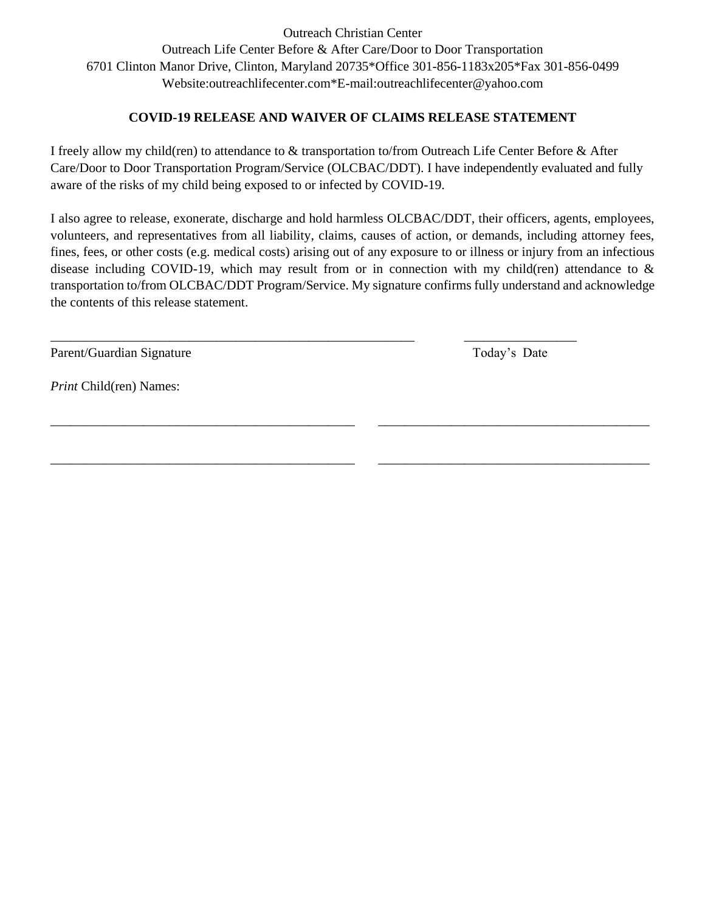Outreach Christian Center
Outreach Life Center Before & After Care/Door to Door Transportation
6701 Clinton Manor Drive, Clinton, Maryland 20735*Office 301-856-1183x205*Fax 301-856-0499
Website:outreachlifecenter.com*E-mail:outreachlifecenter@yahoo.com

**COVID-19 RELEASE AND WAIVER OF CLAIMS RELEASE STATEMENT**

I freely allow my child(ren) to attendance to & transportation to/from Outreach Life Center Before & After Care/Door to Door Transportation Program/Service (OLCBAC/DDT). I have independently evaluated and fully aware of the risks of my child being exposed to or infected by COVID-19.

I also agree to release, exonerate, discharge and hold harmless OLCBAC/DDT, their officers, agents, employees, volunteers, and representatives from all liability, claims, causes of action, or demands, including attorney fees, fines, fees, or other costs (e.g. medical costs) arising out of any exposure to or illness or injury from an infectious disease including COVID-19, which may result from or in connection with my child(ren) attendance to & transportation to/from OLCBAC/DDT Program/Service. My signature confirms fully understand and acknowledge the contents of this release statement.

_______________________________________________________ ________________

Parent/Guardian Signature Today's Date

*Print* Child(ren) Names:

_____________________________________________ ________________________________________

_____________________________________________ ________________________________________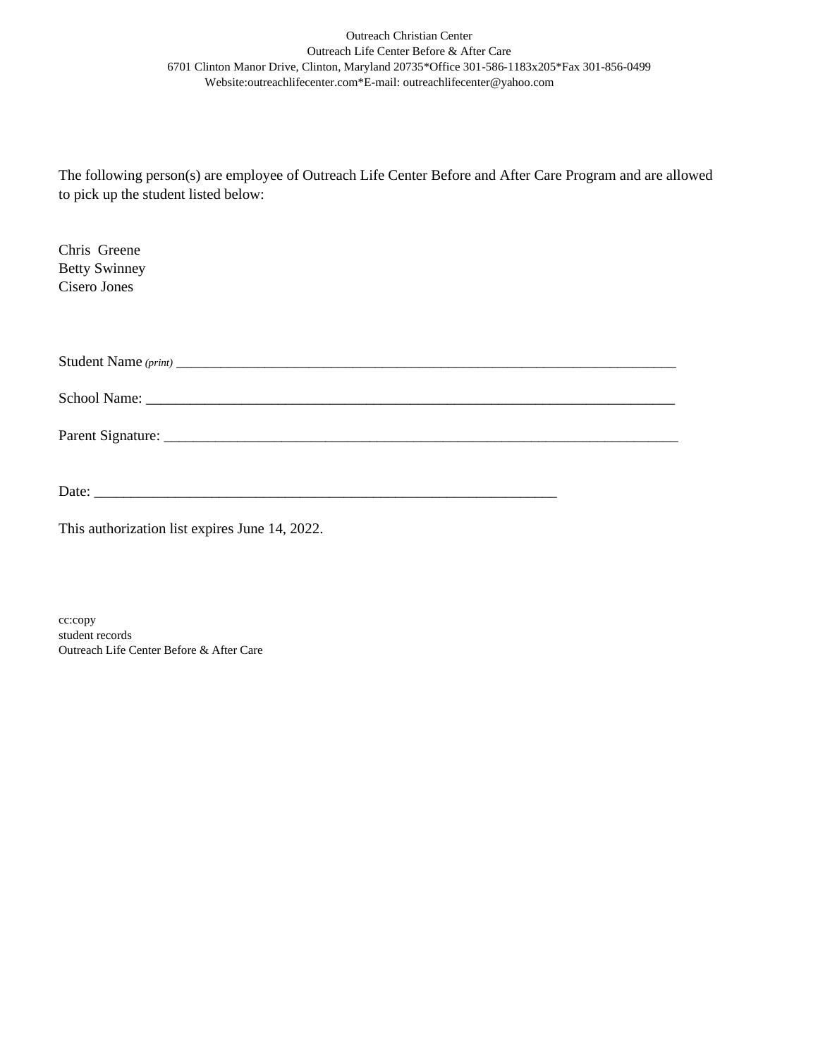Outreach Christian Center
Outreach Life Center Before & After Care
6701 Clinton Manor Drive, Clinton, Maryland 20735*Office 301-586-1183x205*Fax 301-856-0499
Website:outreachlifecenter.com*E-mail: outreachlifecenter@yahoo.com

The following person(s) are employee of Outreach Life Center Before and After Care Program and are allowed to pick up the student listed below:

Chris Greene
Betty Swinney
Cisero Jones

Student Name *(print)* ___________________________________________________________________________

School Name: ___________________________________________________________________________

Parent Signature: ___________________________________________________________________________

Date: ______________________________________________________________________

This authorization list expires June 14, 2022.

cc:copy
student records
Outreach Life Center Before & After Care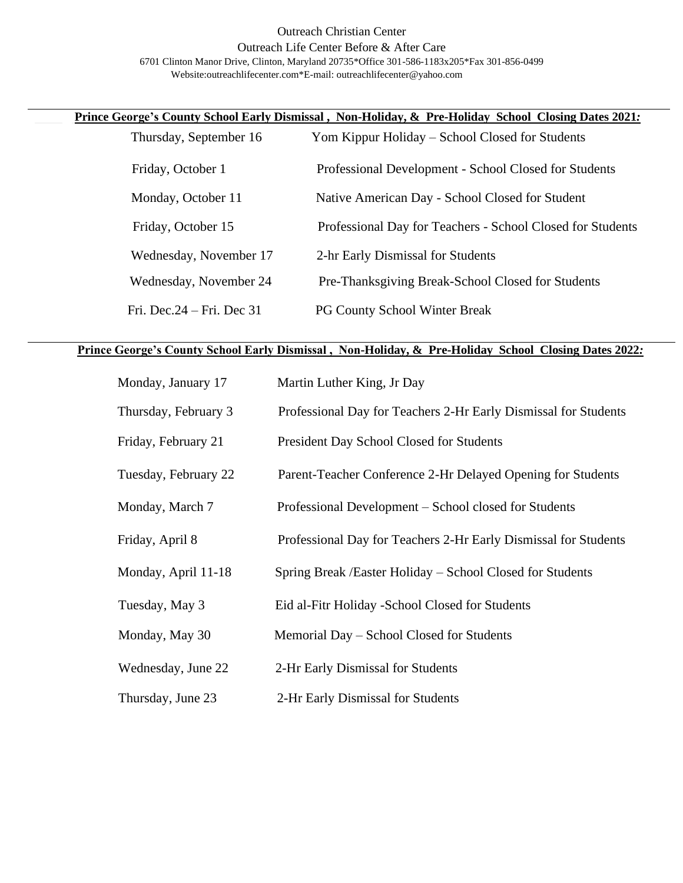Outreach Christian Center

Outreach Life Center Before & After Care

6701 Clinton Manor Drive, Clinton, Maryland 20735*Office 301-586-1183x205*Fax 301-856-0499

Website:outreachlifecenter.com*E-mail: outreachlifecenter@yahoo.com

**Prince George's County School Early Dismissal , Non-Holiday, & Pre-Holiday School Closing Dates 2021:**

| | |
|---|---|
| Thursday, September 16 | Yom Kippur Holiday – School Closed for Students |
| Friday, October 1 | Professional Development - School Closed for Students |
| Monday, October 11 | Native American Day - School Closed for Student |
| Friday, October 15 | Professional Day for Teachers - School Closed for Students |
| Wednesday, November 17 | 2-hr Early Dismissal for Students |
| Wednesday, November 24 | Pre-Thanksgiving Break-School Closed for Students |
| Fri. Dec.24 – Fri. Dec 31 | PG County School Winter Break |

**Prince George's County School Early Dismissal , Non-Holiday, & Pre-Holiday School Closing Dates 2022:**

| | |
|---|---|
| Monday, January 17 | Martin Luther King, Jr Day |
| Thursday, February 3 | Professional Day for Teachers 2-Hr Early Dismissal for Students |
| Friday, February 21 | President Day School Closed for Students |
| Tuesday, February 22 | Parent-Teacher Conference 2-Hr Delayed Opening for Students |
| Monday, March 7 | Professional Development – School closed for Students |
| Friday, April 8 | Professional Day for Teachers 2-Hr Early Dismissal for Students |
| Monday, April 11-18 | Spring Break /Easter Holiday – School Closed for Students |
| Tuesday, May 3 | Eid al-Fitr Holiday -School Closed for Students |
| Monday, May 30 | Memorial Day – School Closed for Students |
| Wednesday, June 22 | 2-Hr Early Dismissal for Students |
| Thursday, June 23 | 2-Hr Early Dismissal for Students |